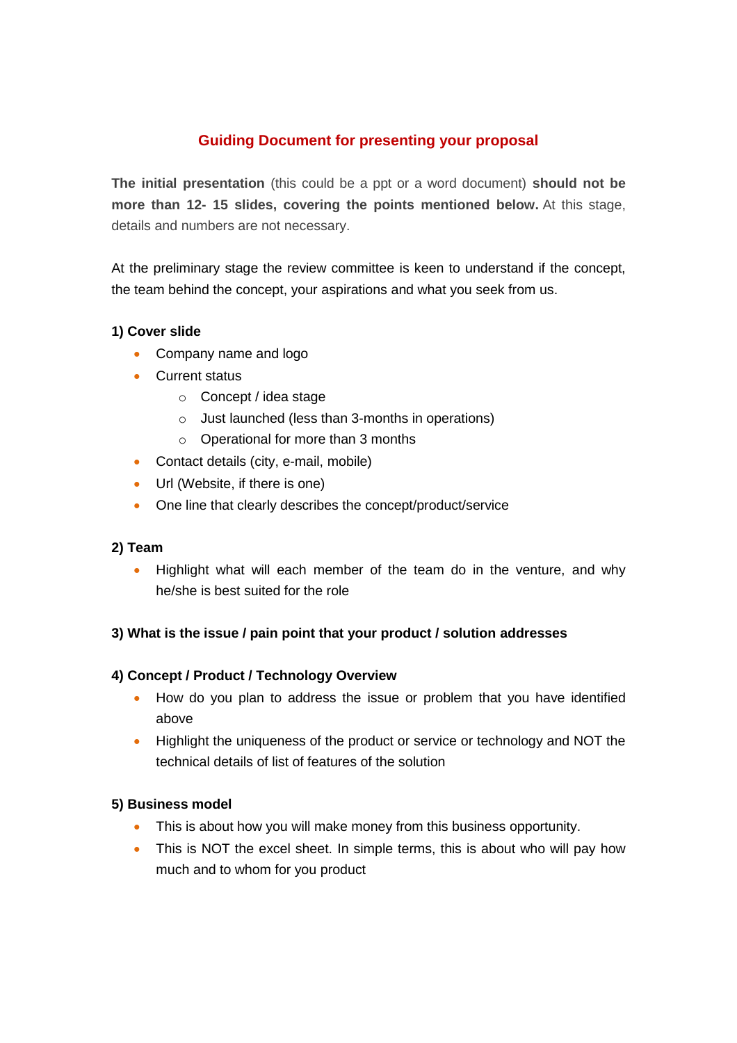## Guiding Document for presenting your proposal

**The initial presentation** (this could be a ppt or a word document) **should not be more than 12- 15 slides, covering the points mentioned below.** At this stage, details and numbers are not necessary.

At the preliminary stage the review committee is keen to understand if the concept, the team behind the concept, your aspirations and what you seek from us.

**1) Cover slide**

- Company name and logo
- Current status
  - Concept / idea stage
  - Just launched (less than 3-months in operations)
  - Operational for more than 3 months
- Contact details (city, e-mail, mobile)
- Url (Website, if there is one)
- One line that clearly describes the concept/product/service

**2) Team**

- Highlight what will each member of the team do in the venture, and why he/she is best suited for the role

**3) What is the issue / pain point that your product / solution addresses**

**4) Concept / Product / Technology Overview**

- How do you plan to address the issue or problem that you have identified above
- Highlight the uniqueness of the product or service or technology and NOT the technical details of list of features of the solution

**5) Business model**

- This is about how you will make money from this business opportunity.
- This is NOT the excel sheet. In simple terms, this is about who will pay how much and to whom for you product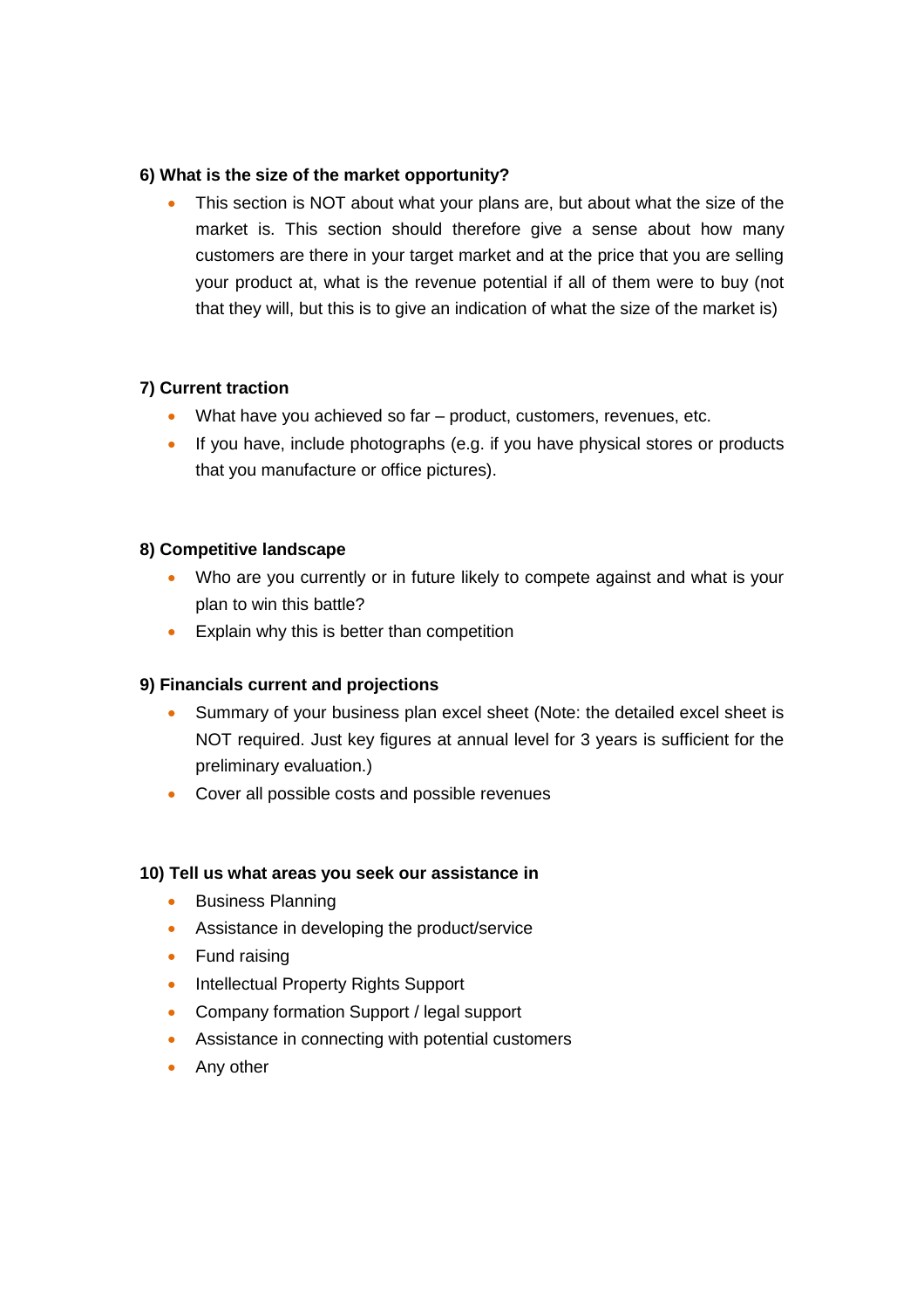**6) What is the size of the market opportunity?**

- This section is NOT about what your plans are, but about what the size of the market is. This section should therefore give a sense about how many customers are there in your target market and at the price that you are selling your product at, what is the revenue potential if all of them were to buy (not that they will, but this is to give an indication of what the size of the market is)

**7) Current traction**

- What have you achieved so far – product, customers, revenues, etc.
- If you have, include photographs (e.g. if you have physical stores or products that you manufacture or office pictures).

**8) Competitive landscape**

- Who are you currently or in future likely to compete against and what is your plan to win this battle?
- Explain why this is better than competition

**9) Financials current and projections**

- Summary of your business plan excel sheet (Note: the detailed excel sheet is NOT required. Just key figures at annual level for 3 years is sufficient for the preliminary evaluation.)
- Cover all possible costs and possible revenues

**10) Tell us what areas you seek our assistance in**

- Business Planning
- Assistance in developing the product/service
- Fund raising
- Intellectual Property Rights Support
- Company formation Support / legal support
- Assistance in connecting with potential customers
- Any other